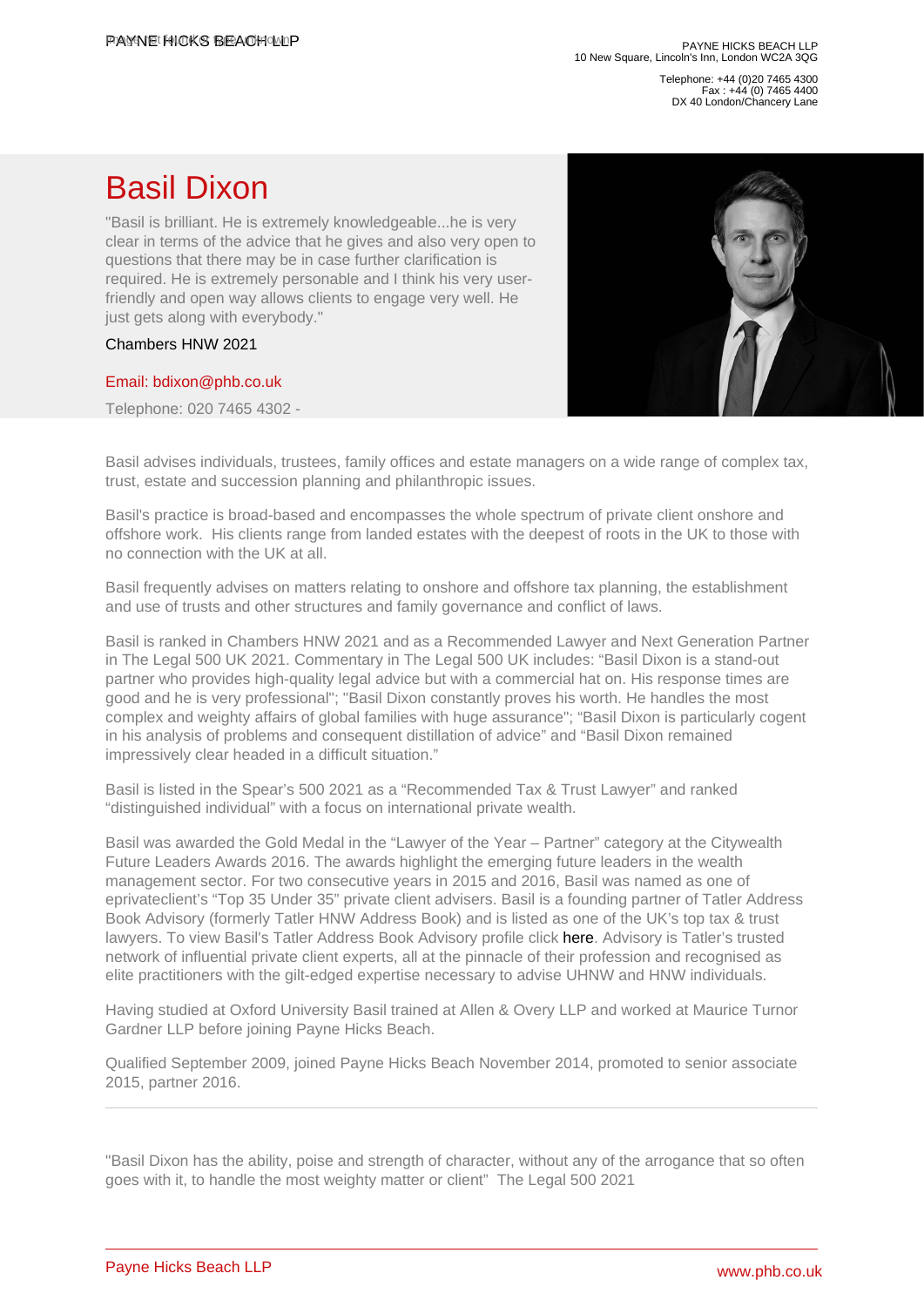PAYNE HICKS BEACH LLP
10 New Square, Lincoln's Inn, London WC2A 3QG

Telephone: +44 (0)20 7465 4300
Fax : +44 (0) 7465 4400
DX 40 London/Chancery Lane

# Basil Dixon

"Basil is brilliant. He is extremely knowledgeable...he is very clear in terms of the advice that he gives and also very open to questions that there may be in case further clarification is required. He is extremely personable and I think his very user-friendly and open way allows clients to engage very well. He just gets along with everybody."

Chambers HNW 2021

Email: bdixon@phb.co.uk

Telephone: 020 7465 4302 -

Basil advises individuals, trustees, family offices and estate managers on a wide range of complex tax, trust, estate and succession planning and philanthropic issues.

Basil's practice is broad-based and encompasses the whole spectrum of private client onshore and offshore work. His clients range from landed estates with the deepest of roots in the UK to those with no connection with the UK at all.

Basil frequently advises on matters relating to onshore and offshore tax planning, the establishment and use of trusts and other structures and family governance and conflict of laws.

Basil is ranked in Chambers HNW 2021 and as a Recommended Lawyer and Next Generation Partner in The Legal 500 UK 2021. Commentary in The Legal 500 UK includes: "Basil Dixon is a stand-out partner who provides high-quality legal advice but with a commercial hat on. His response times are good and he is very professional"; "Basil Dixon constantly proves his worth. He handles the most complex and weighty affairs of global families with huge assurance"; "Basil Dixon is particularly cogent in his analysis of problems and consequent distillation of advice" and "Basil Dixon remained impressively clear headed in a difficult situation."

Basil is listed in the Spear's 500 2021 as a "Recommended Tax & Trust Lawyer" and ranked "distinguished individual" with a focus on international private wealth.

Basil was awarded the Gold Medal in the "Lawyer of the Year – Partner" category at the Citywealth Future Leaders Awards 2016. The awards highlight the emerging future leaders in the wealth management sector. For two consecutive years in 2015 and 2016, Basil was named as one of eprivateclient's "Top 35 Under 35" private client advisers. Basil is a founding partner of Tatler Address Book Advisory (formerly Tatler HNW Address Book) and is listed as one of the UK's top tax & trust lawyers. To view Basil's Tatler Address Book Advisory profile click here. Advisory is Tatler's trusted network of influential private client experts, all at the pinnacle of their profession and recognised as elite practitioners with the gilt-edged expertise necessary to advise UHNW and HNW individuals.

Having studied at Oxford University Basil trained at Allen & Overy LLP and worked at Maurice Turnor Gardner LLP before joining Payne Hicks Beach.

Qualified September 2009, joined Payne Hicks Beach November 2014, promoted to senior associate 2015, partner 2016.

---

"Basil Dixon has the ability, poise and strength of character, without any of the arrogance that so often goes with it, to handle the most weighty matter or client" The Legal 500 2021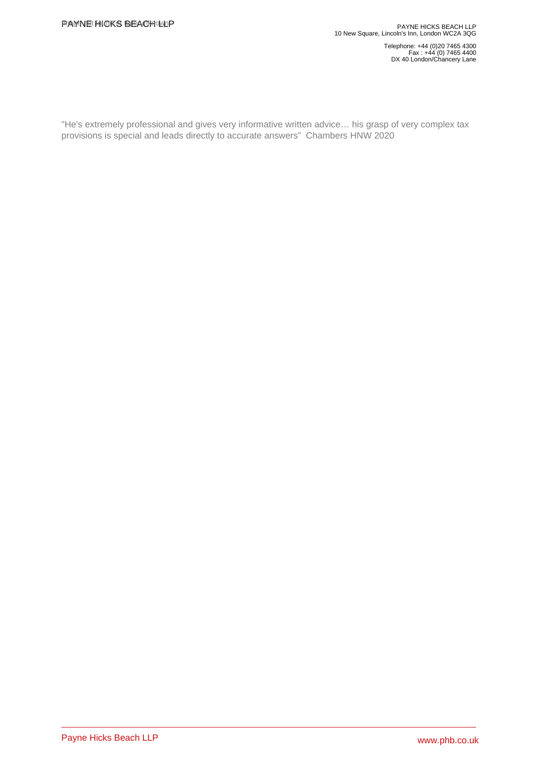"He's extremely professional and gives very informative written advice… his grasp of very complex tax provisions is special and leads directly to accurate answers"  Chambers HNW 2020